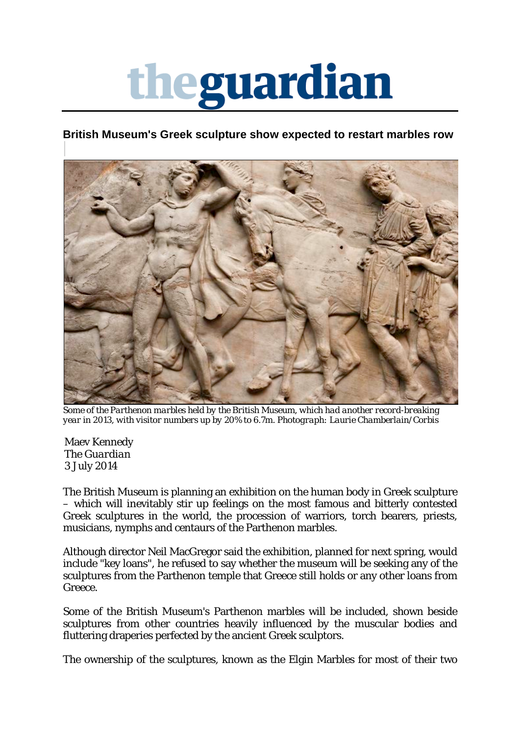# theguardian

## British Museum's Greek sculpture show expected to restart marbles row

*Some of the Parthenon marbles held by the British Museum, which had another record-breaking year in 2013, with visitor numbers up by 20% to 6.7m. Photograph: Laurie Chamberlain/Corbis*

Maev Kennedy
*The Guardian*
3 July 2014

The British Museum is planning an exhibition on the human body in Greek sculpture – which will inevitably stir up feelings on the most famous and bitterly contested Greek sculptures in the world, the procession of warriors, torch bearers, priests, musicians, nymphs and centaurs of the Parthenon marbles.

Although director Neil MacGregor said the exhibition, planned for next spring, would include "key loans", he refused to say whether the museum will be seeking any of the sculptures from the Parthenon temple that Greece still holds or any other loans from Greece.

Some of the British Museum's Parthenon marbles will be included, shown beside sculptures from other countries heavily influenced by the muscular bodies and fluttering draperies perfected by the ancient Greek sculptors.

The ownership of the sculptures, known as the Elgin Marbles for most of their two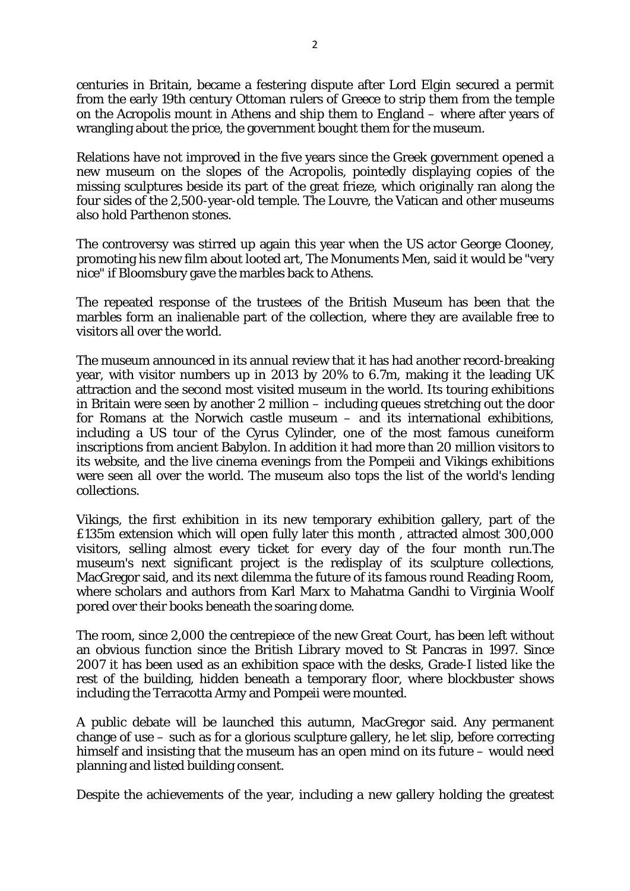centuries in Britain, became a festering dispute after Lord Elgin secured a permit from the early 19th century Ottoman rulers of Greece to strip them from the temple on the Acropolis mount in Athens and ship them to England – where after years of wrangling about the price, the government bought them for the museum.

Relations have not improved in the five years since the Greek government opened a new museum on the slopes of the Acropolis, pointedly displaying copies of the missing sculptures beside its part of the great frieze, which originally ran along the four sides of the 2,500-year-old temple. The Louvre, the Vatican and other museums also hold Parthenon stones.

The controversy was stirred up again this year when the US actor George Clooney, promoting his new film about looted art, The Monuments Men, said it would be "very nice" if Bloomsbury gave the marbles back to Athens.

The repeated response of the trustees of the British Museum has been that the marbles form an inalienable part of the collection, where they are available free to visitors all over the world.

The museum announced in its annual review that it has had another record-breaking year, with visitor numbers up in 2013 by 20% to 6.7m, making it the leading UK attraction and the second most visited museum in the world. Its touring exhibitions in Britain were seen by another 2 million – including queues stretching out the door for Romans at the Norwich castle museum – and its international exhibitions, including a US tour of the Cyrus Cylinder, one of the most famous cuneiform inscriptions from ancient Babylon. In addition it had more than 20 million visitors to its website, and the live cinema evenings from the Pompeii and Vikings exhibitions were seen all over the world. The museum also tops the list of the world's lending collections.

Vikings, the first exhibition in its new temporary exhibition gallery, part of the £135m extension which will open fully later this month , attracted almost 300,000 visitors, selling almost every ticket for every day of the four month run.The museum's next significant project is the redisplay of its sculpture collections, MacGregor said, and its next dilemma the future of its famous round Reading Room, where scholars and authors from Karl Marx to Mahatma Gandhi to Virginia Woolf pored over their books beneath the soaring dome.

The room, since 2,000 the centrepiece of the new Great Court, has been left without an obvious function since the British Library moved to St Pancras in 1997. Since 2007 it has been used as an exhibition space with the desks, Grade-I listed like the rest of the building, hidden beneath a temporary floor, where blockbuster shows including the Terracotta Army and Pompeii were mounted.

A public debate will be launched this autumn, MacGregor said. Any permanent change of use – such as for a glorious sculpture gallery, he let slip, before correcting himself and insisting that the museum has an open mind on its future – would need planning and listed building consent.

Despite the achievements of the year, including a new gallery holding the greatest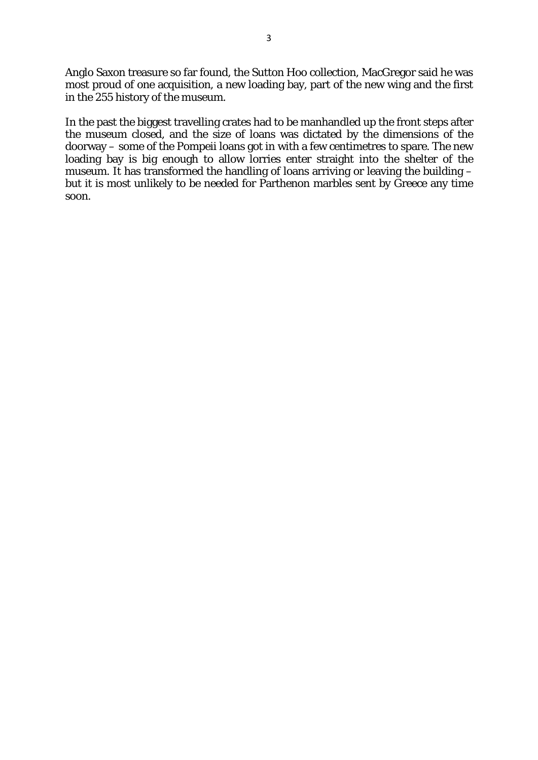Anglo Saxon treasure so far found, the Sutton Hoo collection, MacGregor said he was most proud of one acquisition, a new loading bay, part of the new wing and the first in the 255 history of the museum.

In the past the biggest travelling crates had to be manhandled up the front steps after the museum closed, and the size of loans was dictated by the dimensions of the doorway – some of the Pompeii loans got in with a few centimetres to spare. The new loading bay is big enough to allow lorries enter straight into the shelter of the museum. It has transformed the handling of loans arriving or leaving the building – but it is most unlikely to be needed for Parthenon marbles sent by Greece any time soon.